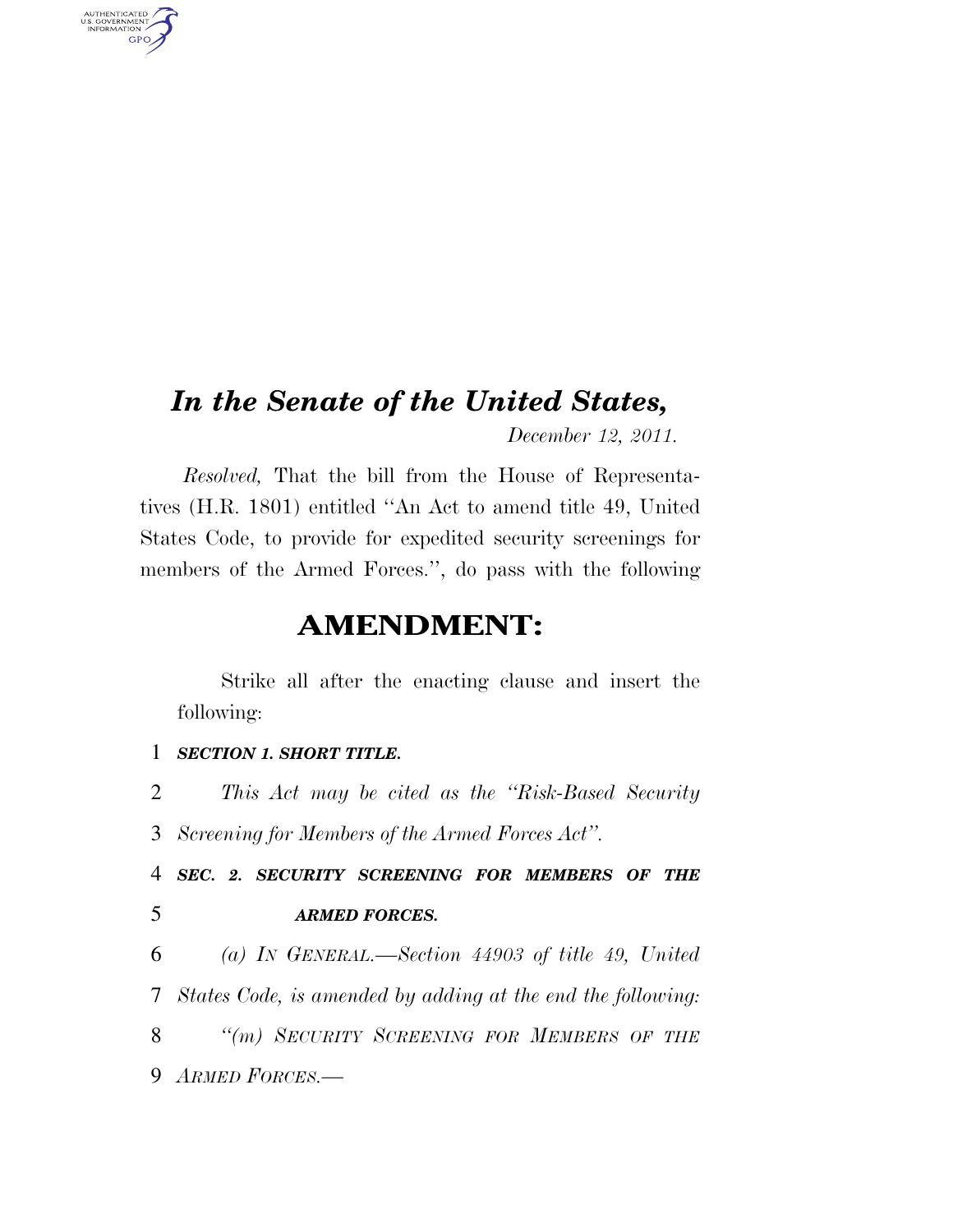# *In the Senate of the United States,*

*December 12, 2011.*

*Resolved,* That the bill from the House of Representatives (H.R. 1801) entitled ''An Act to amend title 49, United States Code, to provide for expedited security screenings for members of the Armed Forces.'', do pass with the following

## AMENDMENT:

Strike all after the enacting clause and insert the following:

1 ***SECTION 1. SHORT TITLE.***

2 *This Act may be cited as the ''Risk-Based Security*
3 *Screening for Members of the Armed Forces Act''.*

4 ***SEC. 2. SECURITY SCREENING FOR MEMBERS OF THE***
5 ***ARMED FORCES.***

6 *(a) IN GENERAL.—Section 44903 of title 49, United*
7 *States Code, is amended by adding at the end the following:*

8 *''(m) SECURITY SCREENING FOR MEMBERS OF THE*
9 *ARMED FORCES.—*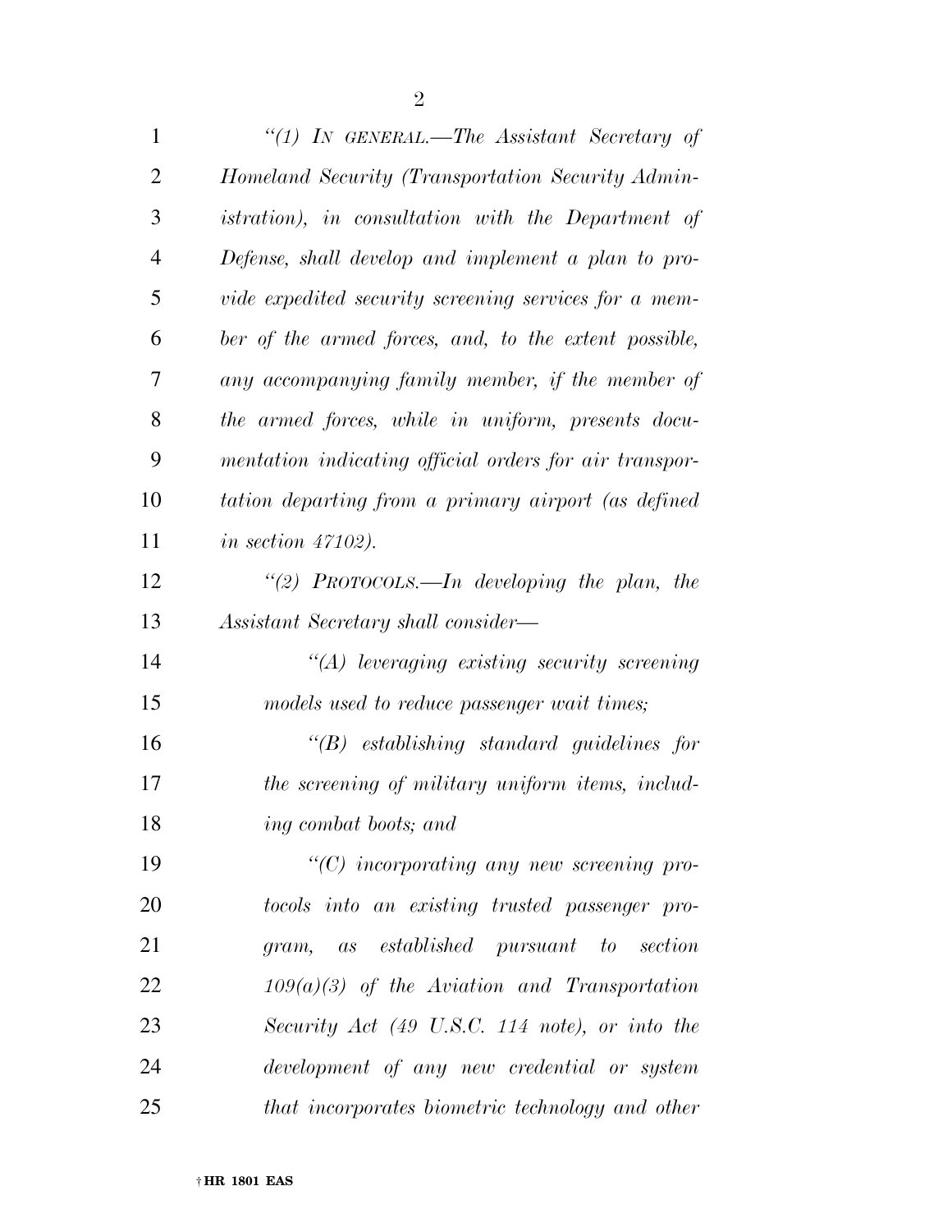*"(1) IN GENERAL.—The Assistant Secretary of Homeland Security (Transportation Security Administration), in consultation with the Department of Defense, shall develop and implement a plan to provide expedited security screening services for a member of the armed forces, and, to the extent possible, any accompanying family member, if the member of the armed forces, while in uniform, presents documentation indicating official orders for air transportation departing from a primary airport (as defined in section 47102).*

*"(2) PROTOCOLS.—In developing the plan, the Assistant Secretary shall consider—*

*"(A) leveraging existing security screening models used to reduce passenger wait times;*

*"(B) establishing standard guidelines for the screening of military uniform items, including combat boots; and*

*"(C) incorporating any new screening protocols into an existing trusted passenger program, as established pursuant to section 109(a)(3) of the Aviation and Transportation Security Act (49 U.S.C. 114 note), or into the development of any new credential or system that incorporates biometric technology and other*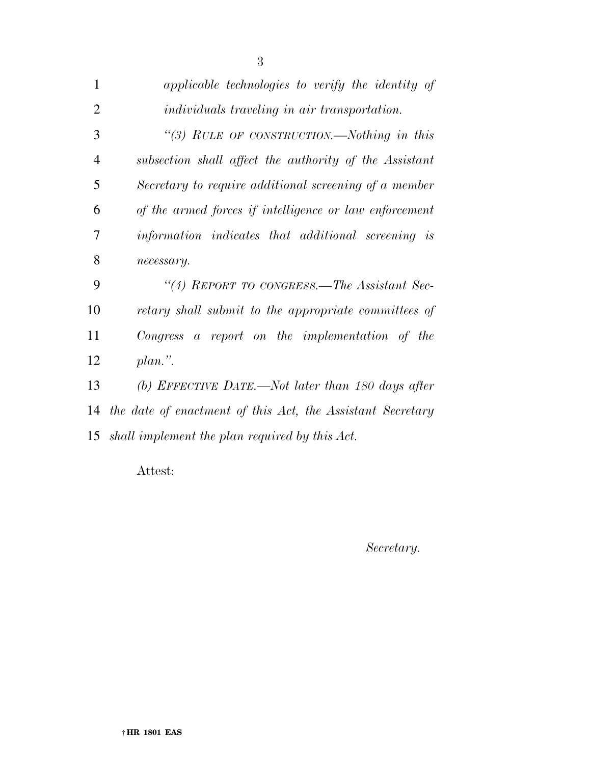*applicable technologies to verify the identity of individuals traveling in air transportation.*

*"(3) RULE OF CONSTRUCTION.—Nothing in this subsection shall affect the authority of the Assistant Secretary to require additional screening of a member of the armed forces if intelligence or law enforcement information indicates that additional screening is necessary.*

*"(4) REPORT TO CONGRESS.—The Assistant Secretary shall submit to the appropriate committees of Congress a report on the implementation of the plan.".*

*(b) EFFECTIVE DATE.—Not later than 180 days after the date of enactment of this Act, the Assistant Secretary shall implement the plan required by this Act.*

Attest:

*Secretary.*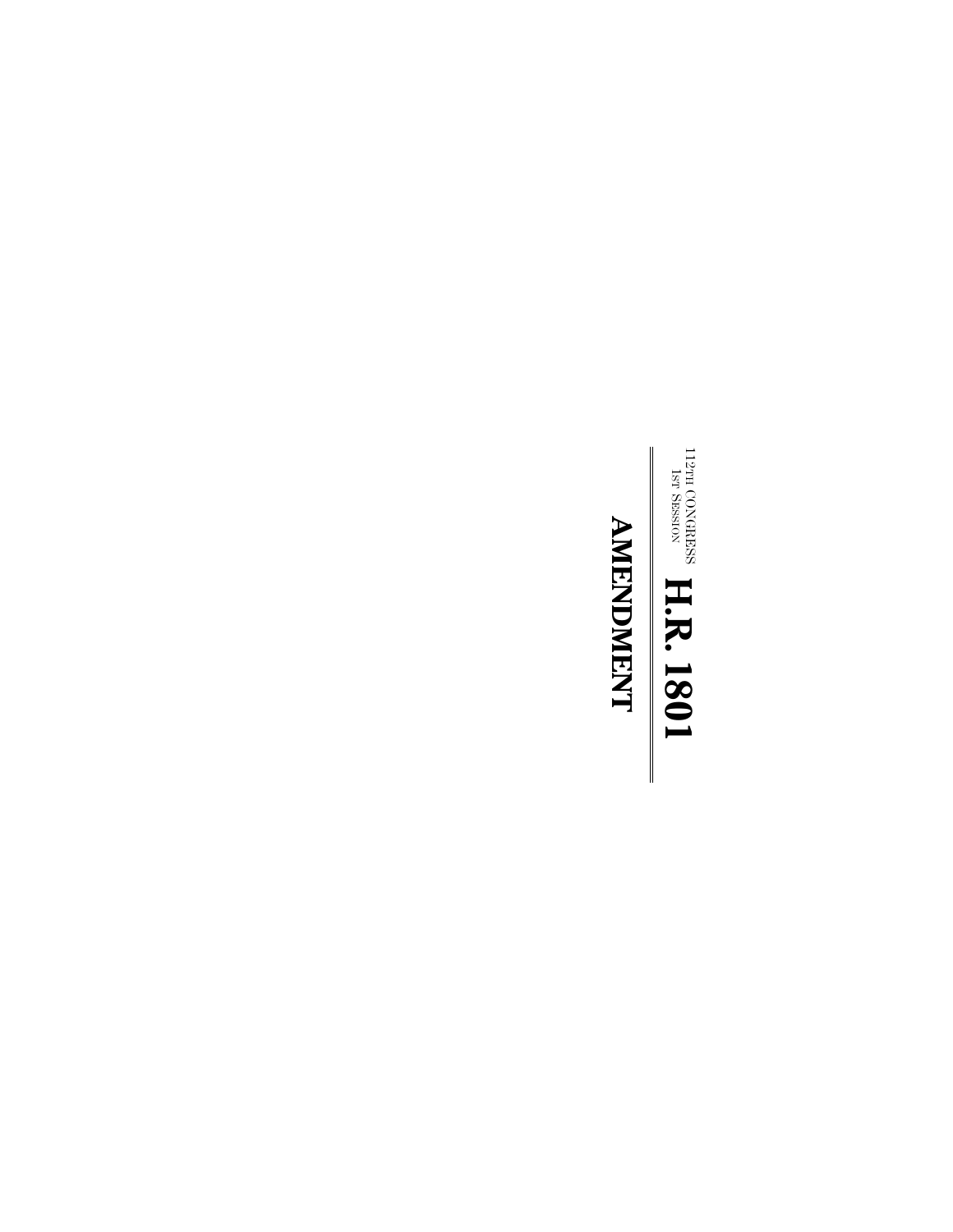112TH CONGRESS
1ST SESSION

# H.R. 1801

# AMENDMENT